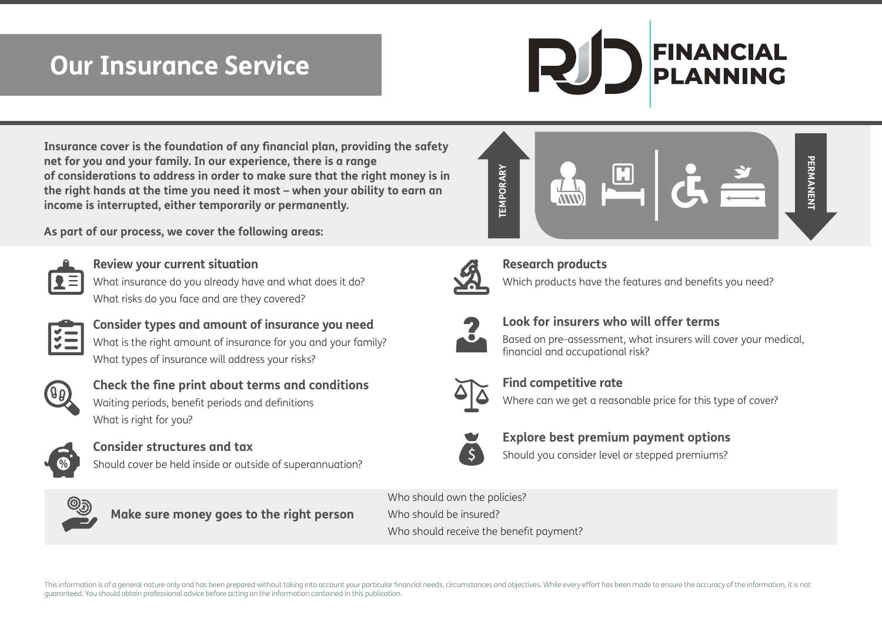# Our Insurance Service

RJD FINANCIAL PLANNING

**Insurance cover is the foundation of any financial plan, providing the safety net for you and your family. In our experience, there is a range of considerations to address in order to make sure that the right money is in the right hands at the time you need it most – when your ability to earn an income is interrupted, either temporarily or permanently.**

**As part of our process, we cover the following areas:**

TEMPORARY

PERMANENT

### Review your current situation

What insurance do you already have and what does it do?
What risks do you face and are they covered?

### Consider types and amount of insurance you need

What is the right amount of insurance for you and your family?
What types of insurance will address your risks?

### Check the fine print about terms and conditions

Waiting periods, benefit periods and definitions
What is right for you?

### Consider structures and tax

Should cover be held inside or outside of superannuation?

### Research products

Which products have the features and benefits you need?

### Look for insurers who will offer terms

Based on pre-assessment, what insurers will cover your medical, financial and occupational risk?

### Find competitive rate

Where can we get a reasonable price for this type of cover?

### Explore best premium payment options

Should you consider level or stepped premiums?

### Make sure money goes to the right person

Who should own the policies?
Who should be insured?
Who should receive the benefit payment?

This information is of a general nature only and has been prepared without taking into account your particular financial needs, circumstances and objectives. While every effort has been made to ensure the accuracy of the information, it is not guaranteed. You should obtain professional advice before acting on the information contained in this publication.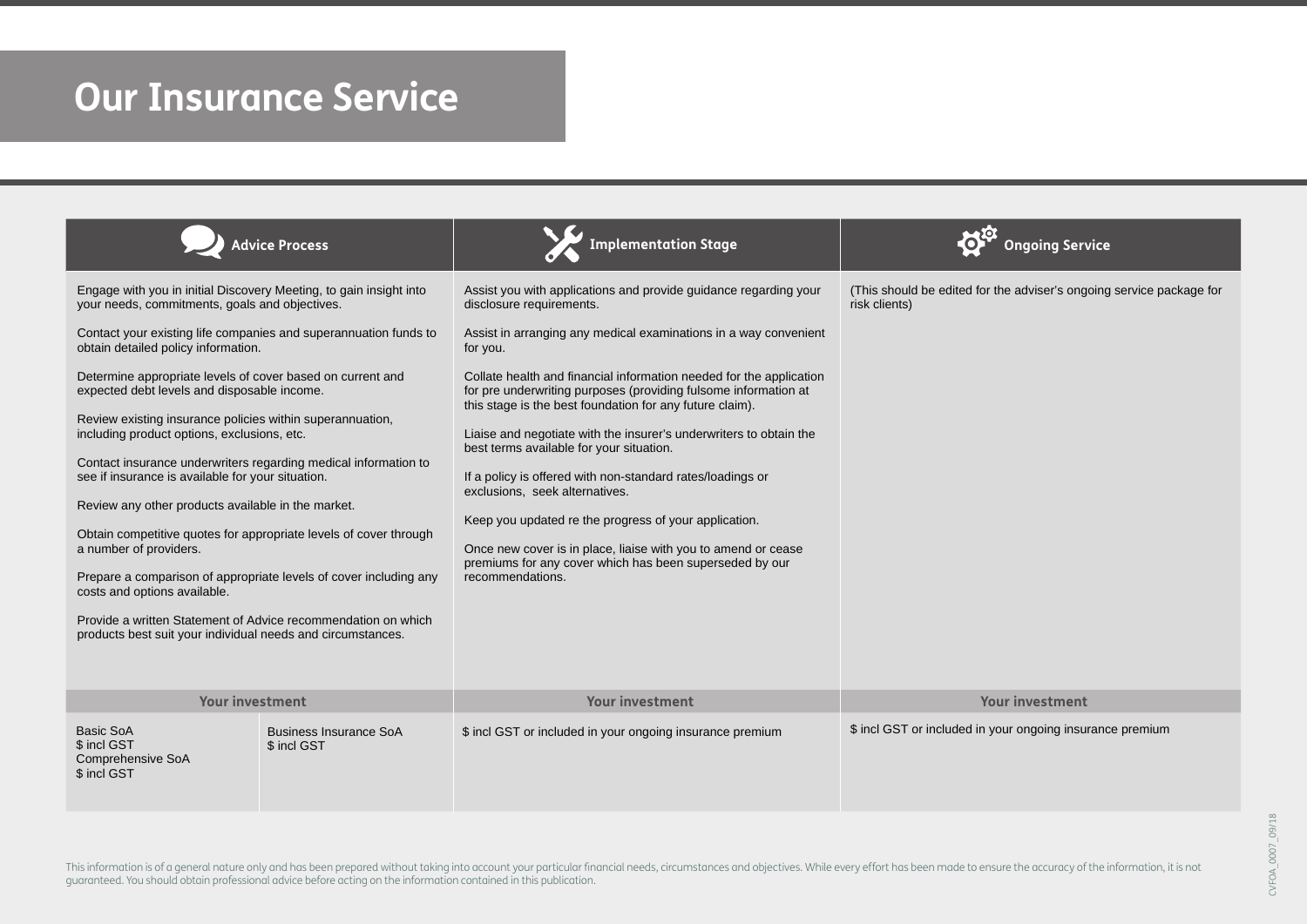# Our Insurance Service

| Advice Process | | Implementation Stage | Ongoing Service |
|---|---|---|---|
| Engage with you in initial Discovery Meeting, to gain insight into your needs, commitments, goals and objectives.<br><br>Contact your existing life companies and superannuation funds to obtain detailed policy information.<br><br>Determine appropriate levels of cover based on current and expected debt levels and disposable income.<br><br>Review existing insurance policies within superannuation, including product options, exclusions, etc.<br><br>Contact insurance underwriters regarding medical information to see if insurance is available for your situation.<br><br>Review any other products available in the market.<br><br>Obtain competitive quotes for appropriate levels of cover through a number of providers.<br><br>Prepare a comparison of appropriate levels of cover including any costs and options available.<br><br>Provide a written Statement of Advice recommendation on which products best suit your individual needs and circumstances. | | Assist you with applications and provide guidance regarding your disclosure requirements.<br><br>Assist in arranging any medical examinations in a way convenient for you.<br><br>Collate health and financial information needed for the application for pre underwriting purposes (providing fulsome information at this stage is the best foundation for any future claim).<br><br>Liaise and negotiate with the insurer's underwriters to obtain the best terms available for your situation.<br><br>If a policy is offered with non-standard rates/loadings or exclusions, seek alternatives.<br><br>Keep you updated re the progress of your application.<br><br>Once new cover is in place, liaise with you to amend or cease premiums for any cover which has been superseded by our recommendations. | (This should be edited for the adviser's ongoing service package for risk clients) |
| **Your investment** | | **Your investment** | **Your investment** |
| Basic SoA<br>$ incl GST<br>Comprehensive SoA<br>$ incl GST | Business Insurance SoA<br>$ incl GST | $ incl GST or included in your ongoing insurance premium | $ incl GST or included in your ongoing insurance premium |

This information is of a general nature only and has been prepared without taking into account your particular financial needs, circumstances and objectives. While every effort has been made to ensure the accuracy of the information, it is not guaranteed. You should obtain professional advice before acting on the information contained in this publication.

CVFOA_0007_09/18